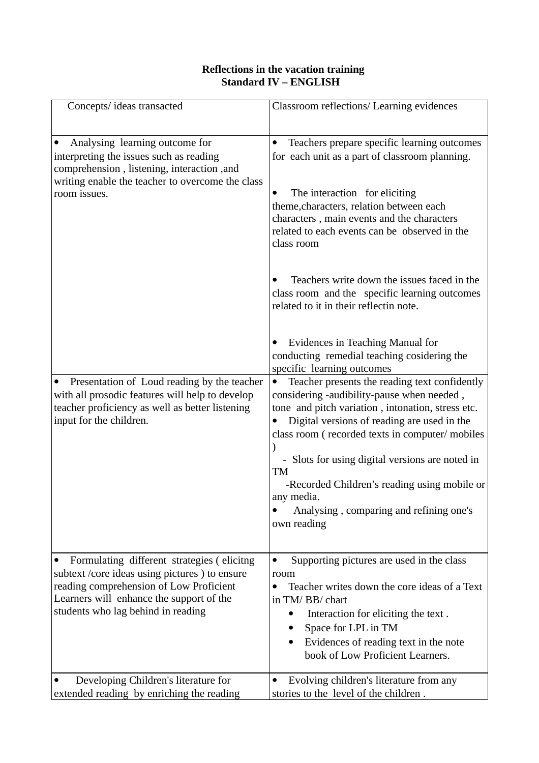**Reflections in the vacation training**
**Standard IV – ENGLISH**

| Concepts/ ideas transacted | Classroom reflections/ Learning evidences |
| --- | --- |
| • Analysing learning outcome for interpreting the issues such as reading comprehension , listening, interaction ,and writing enable the teacher to overcome the class room issues. | • Teachers prepare specific learning outcomes for each unit as a part of classroom planning.<br><br>• The interaction for eliciting theme,characters, relation between each characters , main events and the characters related to each events can be observed in the class room<br><br>• Teachers write down the issues faced in the class room and the specific learning outcomes related to it in their reflectin note.<br><br>• Evidences in Teaching Manual for conducting remedial teaching cosidering the specific learning outcomes |
| • Presentation of Loud reading by the teacher with all prosodic features will help to develop teacher proficiency as well as better listening input for the children. | • Teacher presents the reading text confidently considering -audibility-pause when needed , tone and pitch variation , intonation, stress etc.<br>• Digital versions of reading are used in the class room ( recorded texts in computer/ mobiles )<br>- Slots for using digital versions are noted in TM<br>-Recorded Children's reading using mobile or any media.<br>• Analysing , comparing and refining one's own reading |
| • Formulating different strategies ( elicitng subtext /core ideas using pictures ) to ensure reading comprehension of Low Proficient Learners will enhance the support of the students who lag behind in reading | • Supporting pictures are used in the class room<br>• Teacher writes down the core ideas of a Text in TM/ BB/ chart<br>• Interaction for eliciting the text .<br>• Space for LPL in TM<br>• Evidences of reading text in the note book of Low Proficient Learners. |
| • Developing Children's literature for extended reading by enriching the reading | • Evolving children's literature from any stories to the level of the children . |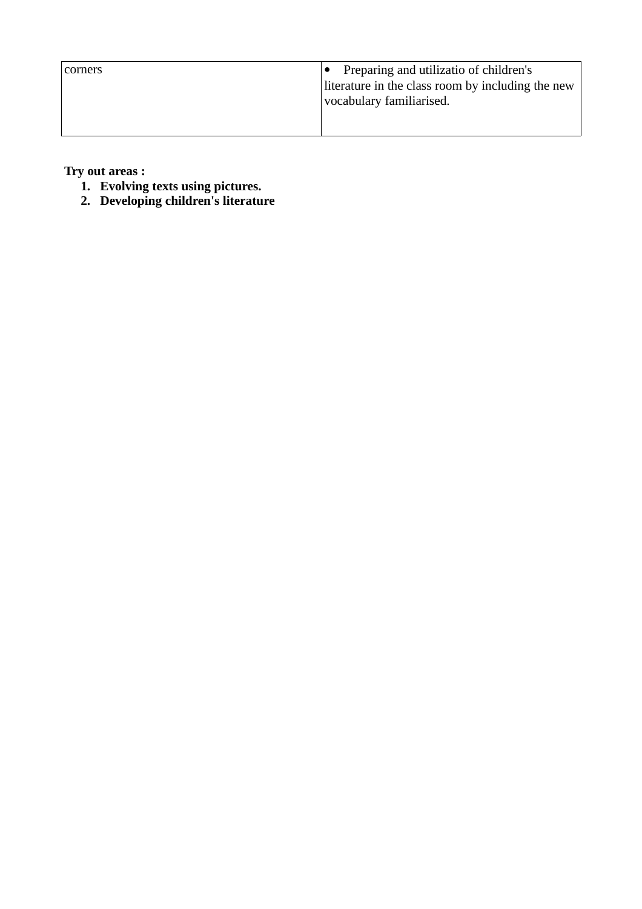| | |
|---|---|
| corners | • Preparing and utilizatio of children's literature in the class room by including the new vocabulary familiarised. |

**Try out areas :**

1. **Evolving texts using pictures.**
2. **Developing children's literature**